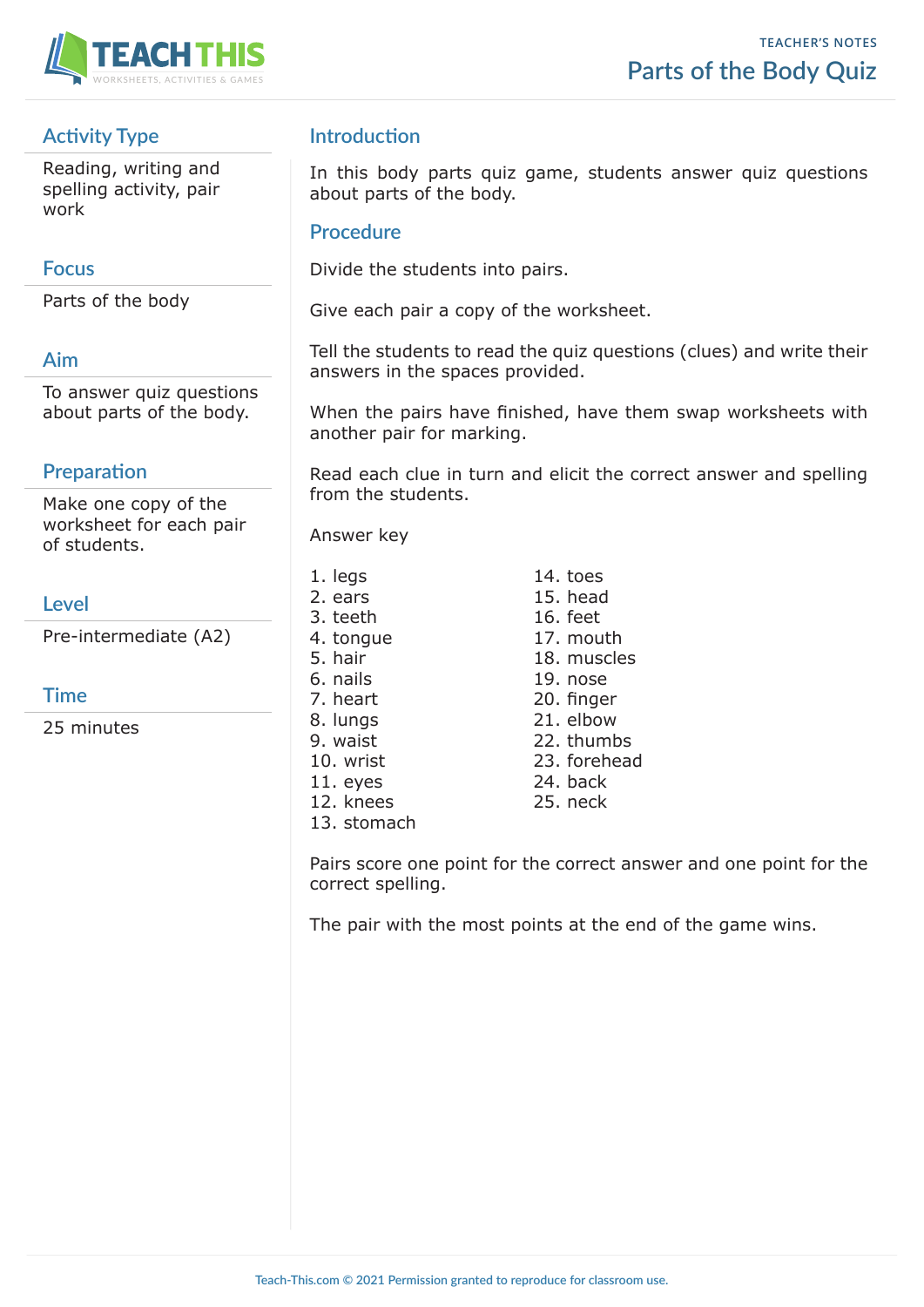TEACHER'S NOTES

# Parts of the Body Quiz

## Activity Type

Reading, writing and spelling activity, pair work

## Focus

Parts of the body

## Aim

To answer quiz questions about parts of the body.

## Preparation

Make one copy of the worksheet for each pair of students.

## Level

Pre-intermediate (A2)

## Time

25 minutes

## Introduction

In this body parts quiz game, students answer quiz questions about parts of the body.

## Procedure

Divide the students into pairs.

Give each pair a copy of the worksheet.

Tell the students to read the quiz questions (clues) and write their answers in the spaces provided.

When the pairs have finished, have them swap worksheets with another pair for marking.

Read each clue in turn and elicit the correct answer and spelling from the students.

Answer key

1. legs
2. ears
3. teeth
4. tongue
5. hair
6. nails
7. heart
8. lungs
9. waist
10. wrist
11. eyes
12. knees
13. stomach
14. toes
15. head
16. feet
17. mouth
18. muscles
19. nose
20. finger
21. elbow
22. thumbs
23. forehead
24. back
25. neck

Pairs score one point for the correct answer and one point for the correct spelling.

The pair with the most points at the end of the game wins.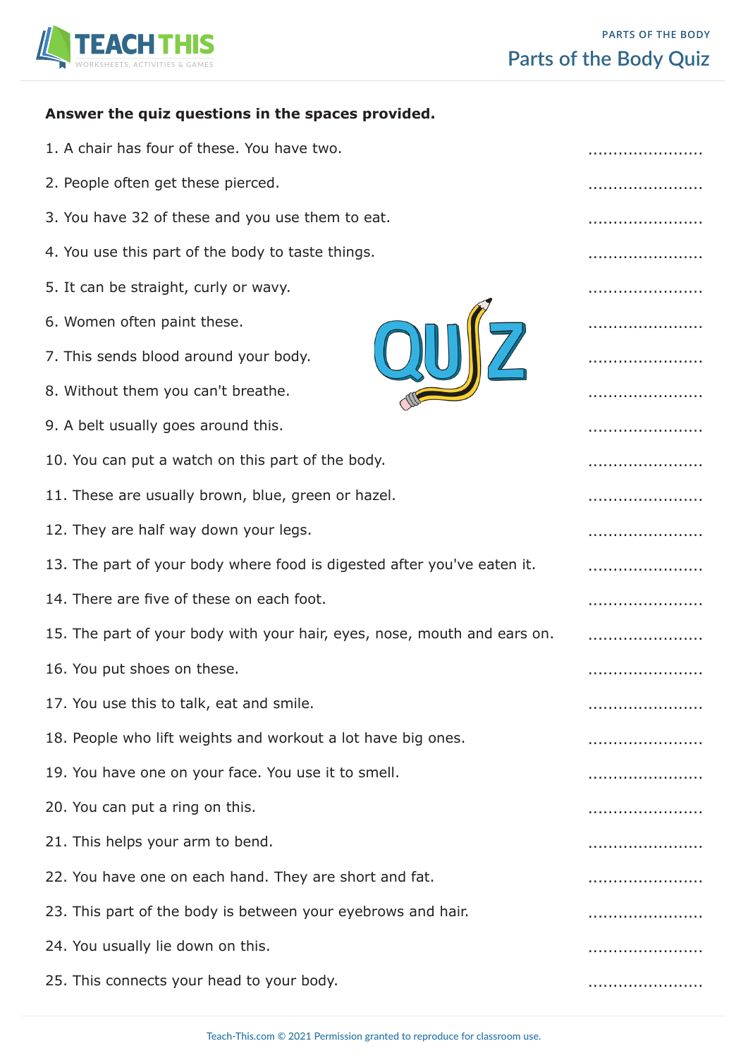# Parts of the Body Quiz

**Answer the quiz questions in the spaces provided.**

1. A chair has four of these. You have two. ......................
2. People often get these pierced. ......................
3. You have 32 of these and you use them to eat. ......................
4. You use this part of the body to taste things. ......................
5. It can be straight, curly or wavy. ......................
6. Women often paint these. ......................
7. This sends blood around your body. ......................
8. Without them you can't breathe. ......................
9. A belt usually goes around this. ......................
10. You can put a watch on this part of the body. ......................
11. These are usually brown, blue, green or hazel. ......................
12. They are half way down your legs. ......................
13. The part of your body where food is digested after you've eaten it. ......................
14. There are five of these on each foot. ......................
15. The part of your body with your hair, eyes, nose, mouth and ears on. ......................
16. You put shoes on these. ......................
17. You use this to talk, eat and smile. ......................
18. People who lift weights and workout a lot have big ones. ......................
19. You have one on your face. You use it to smell. ......................
20. You can put a ring on this. ......................
21. This helps your arm to bend. ......................
22. You have one on each hand. They are short and fat. ......................
23. This part of the body is between your eyebrows and hair. ......................
24. You usually lie down on this. ......................
25. This connects your head to your body. ......................